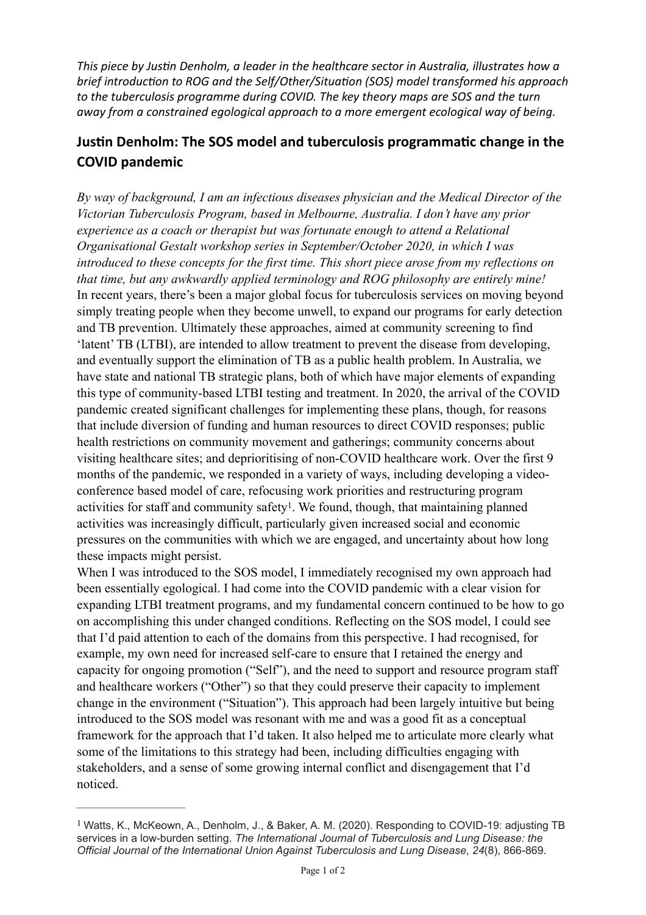*This piece by Justin Denholm, a leader in the healthcare sector in Australia, illustrates how a brief introduction to ROG and the Self/Other/Situation (SOS) model transformed his approach to the tuberculosis programme during COVID. The key theory maps are SOS and the turn away from a constrained egological approach to a more emergent ecological way of being.*

## Justin Denholm: The SOS model and tuberculosis programmatic change in the COVID pandemic

*By way of background, I am an infectious diseases physician and the Medical Director of the Victorian Tuberculosis Program, based in Melbourne, Australia. I don't have any prior experience as a coach or therapist but was fortunate enough to attend a Relational Organisational Gestalt workshop series in September/October 2020, in which I was introduced to these concepts for the first time. This short piece arose from my reflections on that time, but any awkwardly applied terminology and ROG philosophy are entirely mine!*

In recent years, there's been a major global focus for tuberculosis services on moving beyond simply treating people when they become unwell, to expand our programs for early detection and TB prevention. Ultimately these approaches, aimed at community screening to find 'latent' TB (LTBI), are intended to allow treatment to prevent the disease from developing, and eventually support the elimination of TB as a public health problem. In Australia, we have state and national TB strategic plans, both of which have major elements of expanding this type of community-based LTBI testing and treatment. In 2020, the arrival of the COVID pandemic created significant challenges for implementing these plans, though, for reasons that include diversion of funding and human resources to direct COVID responses; public health restrictions on community movement and gatherings; community concerns about visiting healthcare sites; and deprioritising of non-COVID healthcare work. Over the first 9 months of the pandemic, we responded in a variety of ways, including developing a video-conference based model of care, refocusing work priorities and restructuring program activities for staff and community safety[1]. We found, though, that maintaining planned activities was increasingly difficult, particularly given increased social and economic pressures on the communities with which we are engaged, and uncertainty about how long these impacts might persist.

When I was introduced to the SOS model, I immediately recognised my own approach had been essentially egological. I had come into the COVID pandemic with a clear vision for expanding LTBI treatment programs, and my fundamental concern continued to be how to go on accomplishing this under changed conditions. Reflecting on the SOS model, I could see that I'd paid attention to each of the domains from this perspective. I had recognised, for example, my own need for increased self-care to ensure that I retained the energy and capacity for ongoing promotion ("Self"), and the need to support and resource program staff and healthcare workers ("Other") so that they could preserve their capacity to implement change in the environment ("Situation"). This approach had been largely intuitive but being introduced to the SOS model was resonant with me and was a good fit as a conceptual framework for the approach that I'd taken. It also helped me to articulate more clearly what some of the limitations to this strategy had been, including difficulties engaging with stakeholders, and a sense of some growing internal conflict and disengagement that I'd noticed.

---

[1] Watts, K., McKeown, A., Denholm, J., & Baker, A. M. (2020). Responding to COVID-19: adjusting TB services in a low-burden setting. *The International Journal of Tuberculosis and Lung Disease: the Official Journal of the International Union Against Tuberculosis and Lung Disease*, *24*(8), 866-869.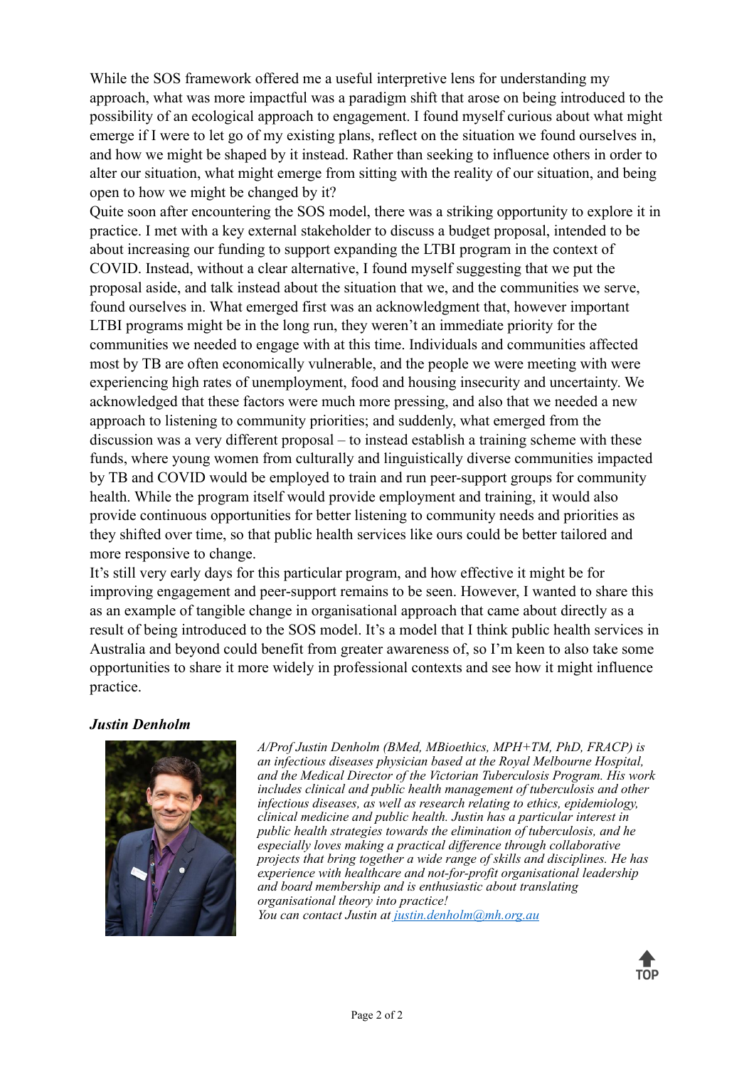While the SOS framework offered me a useful interpretive lens for understanding my approach, what was more impactful was a paradigm shift that arose on being introduced to the possibility of an ecological approach to engagement. I found myself curious about what might emerge if I were to let go of my existing plans, reflect on the situation we found ourselves in, and how we might be shaped by it instead. Rather than seeking to influence others in order to alter our situation, what might emerge from sitting with the reality of our situation, and being open to how we might be changed by it?

Quite soon after encountering the SOS model, there was a striking opportunity to explore it in practice. I met with a key external stakeholder to discuss a budget proposal, intended to be about increasing our funding to support expanding the LTBI program in the context of COVID. Instead, without a clear alternative, I found myself suggesting that we put the proposal aside, and talk instead about the situation that we, and the communities we serve, found ourselves in. What emerged first was an acknowledgment that, however important LTBI programs might be in the long run, they weren't an immediate priority for the communities we needed to engage with at this time. Individuals and communities affected most by TB are often economically vulnerable, and the people we were meeting with were experiencing high rates of unemployment, food and housing insecurity and uncertainty. We acknowledged that these factors were much more pressing, and also that we needed a new approach to listening to community priorities; and suddenly, what emerged from the discussion was a very different proposal – to instead establish a training scheme with these funds, where young women from culturally and linguistically diverse communities impacted by TB and COVID would be employed to train and run peer-support groups for community health. While the program itself would provide employment and training, it would also provide continuous opportunities for better listening to community needs and priorities as they shifted over time, so that public health services like ours could be better tailored and more responsive to change.

It's still very early days for this particular program, and how effective it might be for improving engagement and peer-support remains to be seen. However, I wanted to share this as an example of tangible change in organisational approach that came about directly as a result of being introduced to the SOS model. It's a model that I think public health services in Australia and beyond could benefit from greater awareness of, so I'm keen to also take some opportunities to share it more widely in professional contexts and see how it might influence practice.

***Justin Denholm***

*A/Prof Justin Denholm (BMed, MBioethics, MPH+TM, PhD, FRACP) is an infectious diseases physician based at the Royal Melbourne Hospital, and the Medical Director of the Victorian Tuberculosis Program. His work includes clinical and public health management of tuberculosis and other infectious diseases, as well as research relating to ethics, epidemiology, clinical medicine and public health. Justin has a particular interest in public health strategies towards the elimination of tuberculosis, and he especially loves making a practical difference through collaborative projects that bring together a wide range of skills and disciplines. He has experience with healthcare and not-for-profit organisational leadership and board membership and is enthusiastic about translating organisational theory into practice!*

*You can contact Justin at [justin.denholm@mh.org.au](mailto:justin.denholm@mh.org.au)*